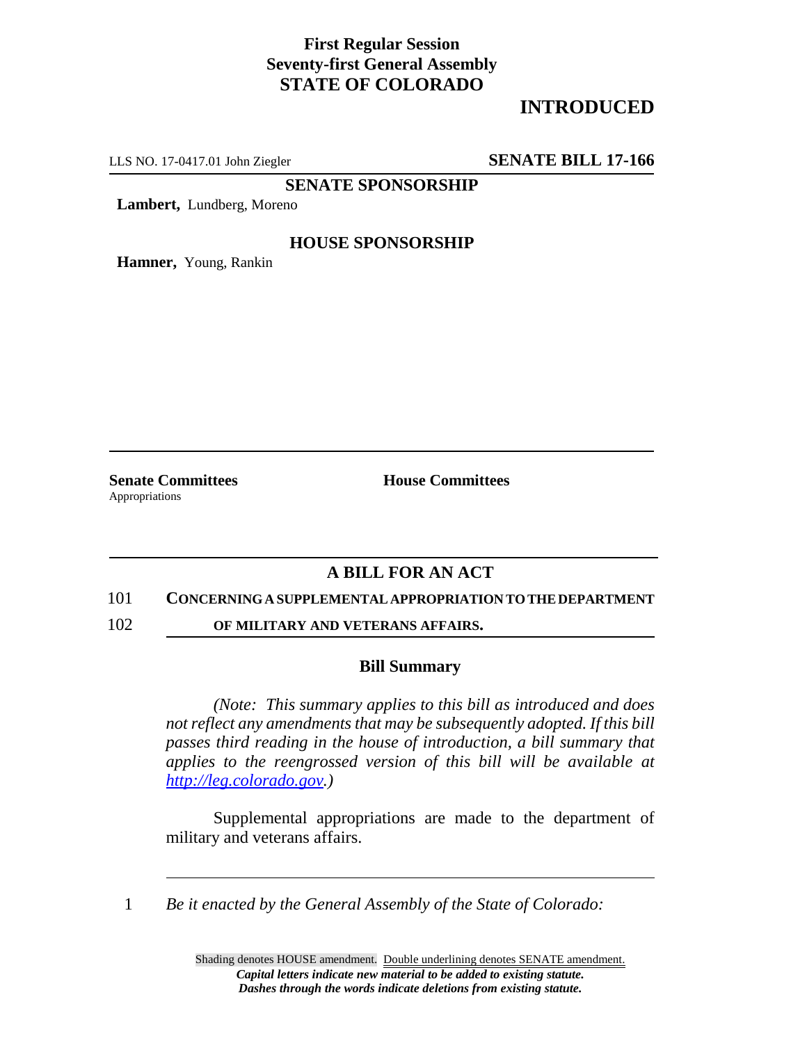**First Regular Session**
**Seventy-first General Assembly**
**STATE OF COLORADO**

# INTRODUCED

LLS NO. 17-0417.01 John Ziegler **SENATE BILL 17-166**

**SENATE SPONSORSHIP**

**Lambert,** Lundberg, Moreno

**HOUSE SPONSORSHIP**

**Hamner,** Young, Rankin

**Senate Committees**
Appropriations

**House Committees**

## A BILL FOR AN ACT

101 **CONCERNING A SUPPLEMENTAL APPROPRIATION TO THE DEPARTMENT**
102 **OF MILITARY AND VETERANS AFFAIRS.**

### Bill Summary

*(Note: This summary applies to this bill as introduced and does not reflect any amendments that may be subsequently adopted. If this bill passes third reading in the house of introduction, a bill summary that applies to the reengrossed version of this bill will be available at http://leg.colorado.gov.)*

Supplemental appropriations are made to the department of military and veterans affairs.

1 *Be it enacted by the General Assembly of the State of Colorado:*

Shading denotes HOUSE amendment. Double underlining denotes SENATE amendment.
***Capital letters indicate new material to be added to existing statute.***
***Dashes through the words indicate deletions from existing statute.***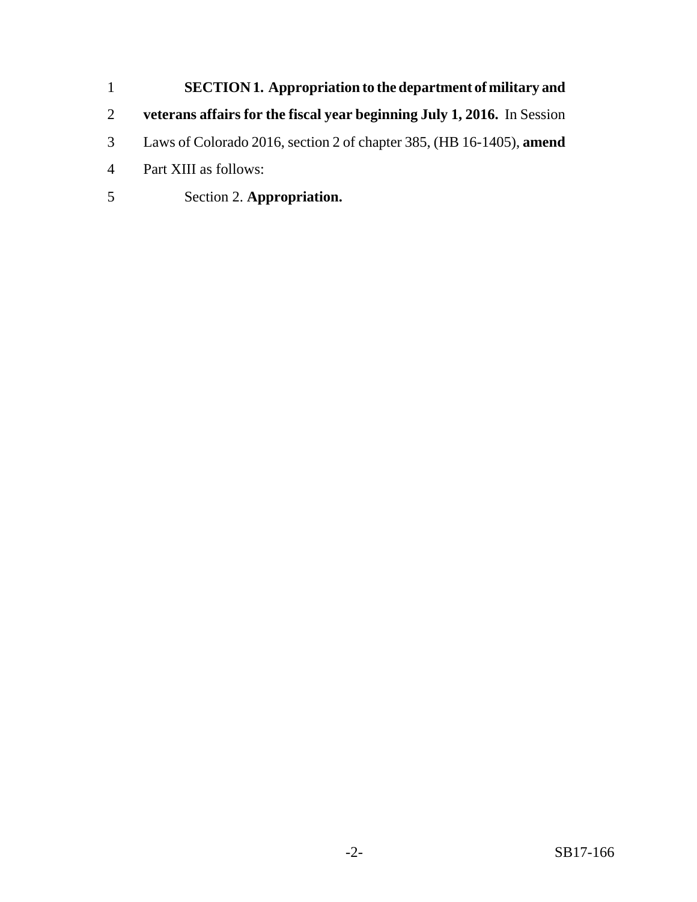**SECTION 1. Appropriation to the department of military and veterans affairs for the fiscal year beginning July 1, 2016.** In Session Laws of Colorado 2016, section 2 of chapter 385, (HB 16-1405), **amend** Part XIII as follows:

Section 2. **Appropriation.**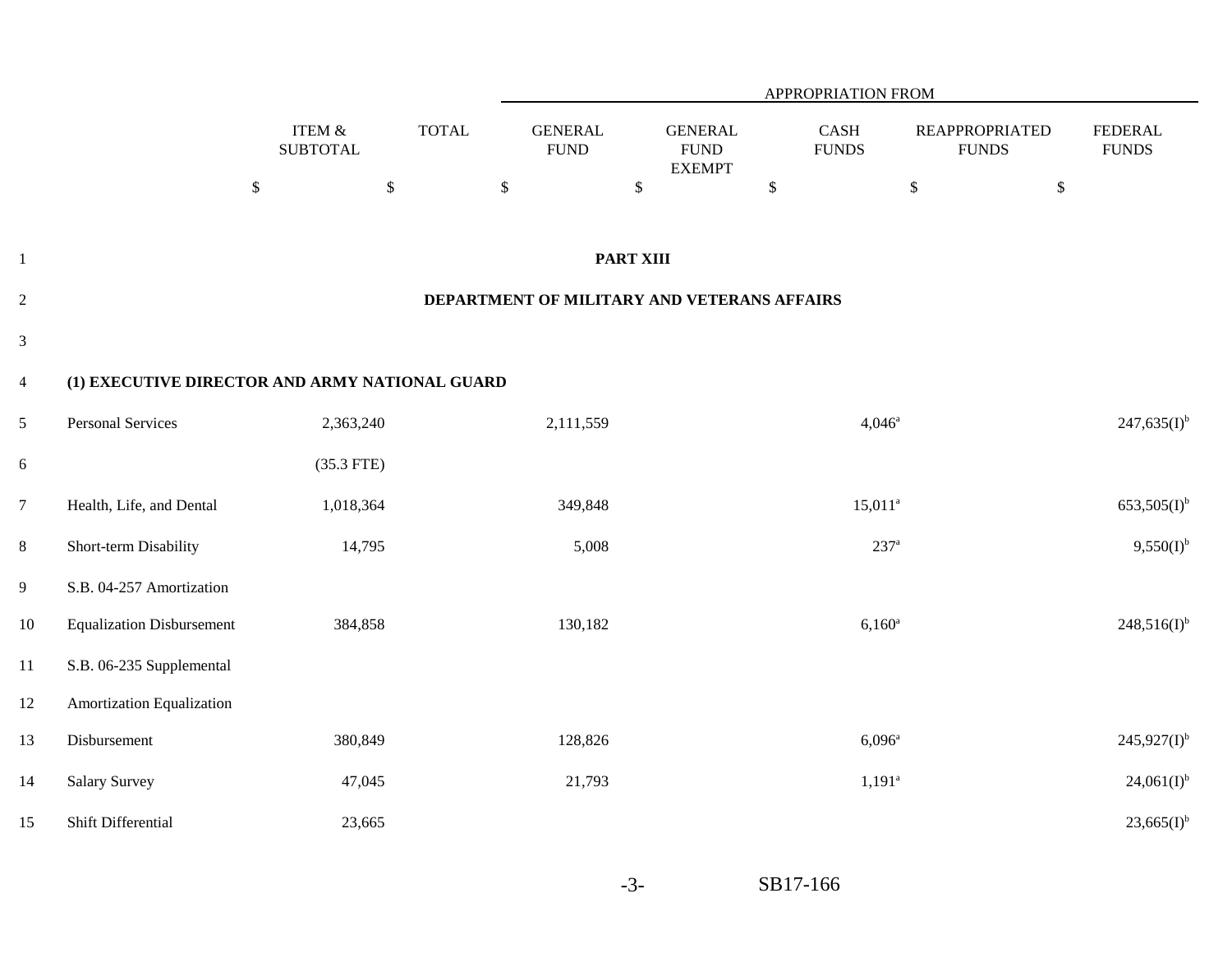| | ITEM & SUBTOTAL | TOTAL | APPROPRIATION FROM GENERAL FUND | GENERAL FUND EXEMPT | CASH FUNDS | REAPPROPRIATED FUNDS | FEDERAL FUNDS |
|---|---|---|---|---|---|---|---|
| | $ | $ | $ | $ | $ | $ | $ |

**PART XIII**

**DEPARTMENT OF MILITARY AND VETERANS AFFAIRS**

**(1) EXECUTIVE DIRECTOR AND ARMY NATIONAL GUARD**

| | ITEM & SUBTOTAL | TOTAL | GENERAL FUND | GENERAL FUND EXEMPT | CASH FUNDS | REAPPROPRIATED FUNDS | FEDERAL FUNDS |
|---|---|---|---|---|---|---|---|
| Personal Services | 2,363,240 | | 2,111,559 | | 4,046[a] | | 247,635(I)[b] |
| | (35.3 FTE) | | | | | | |
| Health, Life, and Dental | 1,018,364 | | 349,848 | | 15,011[a] | | 653,505(I)[b] |
| Short-term Disability | 14,795 | | 5,008 | | 237[a] | | 9,550(I)[b] |
| S.B. 04-257 Amortization Equalization Disbursement | 384,858 | | 130,182 | | 6,160[a] | | 248,516(I)[b] |
| S.B. 06-235 Supplemental Amortization Equalization Disbursement | 380,849 | | 128,826 | | 6,096[a] | | 245,927(I)[b] |
| Salary Survey | 47,045 | | 21,793 | | 1,191[a] | | 24,061(I)[b] |
| Shift Differential | 23,665 | | | | | | 23,665(I)[b] |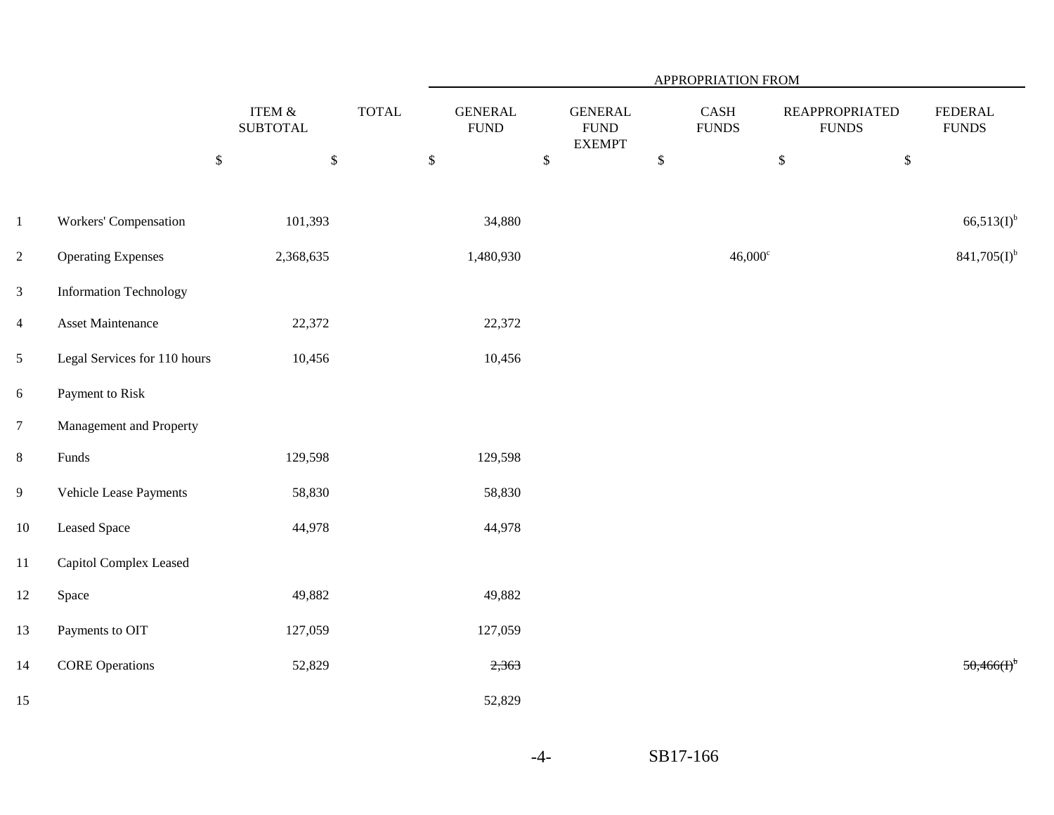| | | | APPROPRIATION FROM | | | | |
|---|---|---|---|---|---|---|---|
| | ITEM & SUBTOTAL | TOTAL | GENERAL FUND | GENERAL FUND EXEMPT | CASH FUNDS | REAPPROPRIATED FUNDS | FEDERAL FUNDS |
| | $ | $ | $ | $ | $ | $ | $ |
| Workers' Compensation | 101,393 | | 34,880 | | | | 66,513(I)[b] |
| Operating Expenses | 2,368,635 | | 1,480,930 | | 46,000[c] | | 841,705(I)[b] |
| Information Technology Asset Maintenance | 22,372 | | 22,372 | | | | |
| Legal Services for 110 hours | 10,456 | | 10,456 | | | | |
| Payment to Risk Management and Property Funds | 129,598 | | 129,598 | | | | |
| Vehicle Lease Payments | 58,830 | | 58,830 | | | | |
| Leased Space | 44,978 | | 44,978 | | | | |
| Capitol Complex Leased Space | 49,882 | | 49,882 | | | | |
| Payments to OIT | 127,059 | | 127,059 | | | | |
| CORE Operations | 52,829 | | ~~2,363~~ 52,829 | | | | ~~50,466(I)[b]~~ |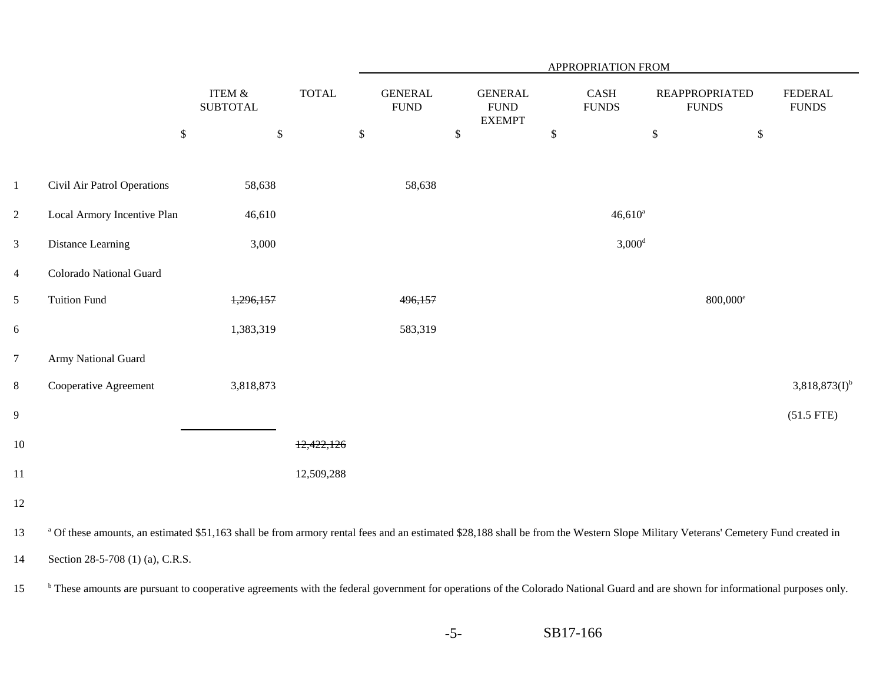| | ITEM & SUBTOTAL | TOTAL | APPROPRIATION FROM | | | | |
|---|---|---|---|---|---|---|---|
| | | | GENERAL FUND | GENERAL FUND EXEMPT | CASH FUNDS | REAPPROPRIATED FUNDS | FEDERAL FUNDS |
| | $ | $ | $ | $ | $ | $ | $ |
| Civil Air Patrol Operations | 58,638 | | 58,638 | | | | |
| Local Armory Incentive Plan | 46,610 | | | | 46,610[a] | | |
| Distance Learning | 3,000 | | | | 3,000[d] | | |
| Colorado National Guard Tuition Fund | ~~1,296,157~~ | | ~~496,157~~ | | | 800,000[e] | |
| | 1,383,319 | | 583,319 | | | | |
| Army National Guard Cooperative Agreement | 3,818,873 | | | | | | 3,818,873(I)[b] |
| | | | | | | | (51.5 FTE) |
| | | ~~12,422,126~~ | | | | | |
| | | 12,509,288 | | | | | |

[a] Of these amounts, an estimated $51,163 shall be from armory rental fees and an estimated $28,188 shall be from the Western Slope Military Veterans' Cemetery Fund created in Section 28-5-708 (1) (a), C.R.S.

[b] These amounts are pursuant to cooperative agreements with the federal government for operations of the Colorado National Guard and are shown for informational purposes only.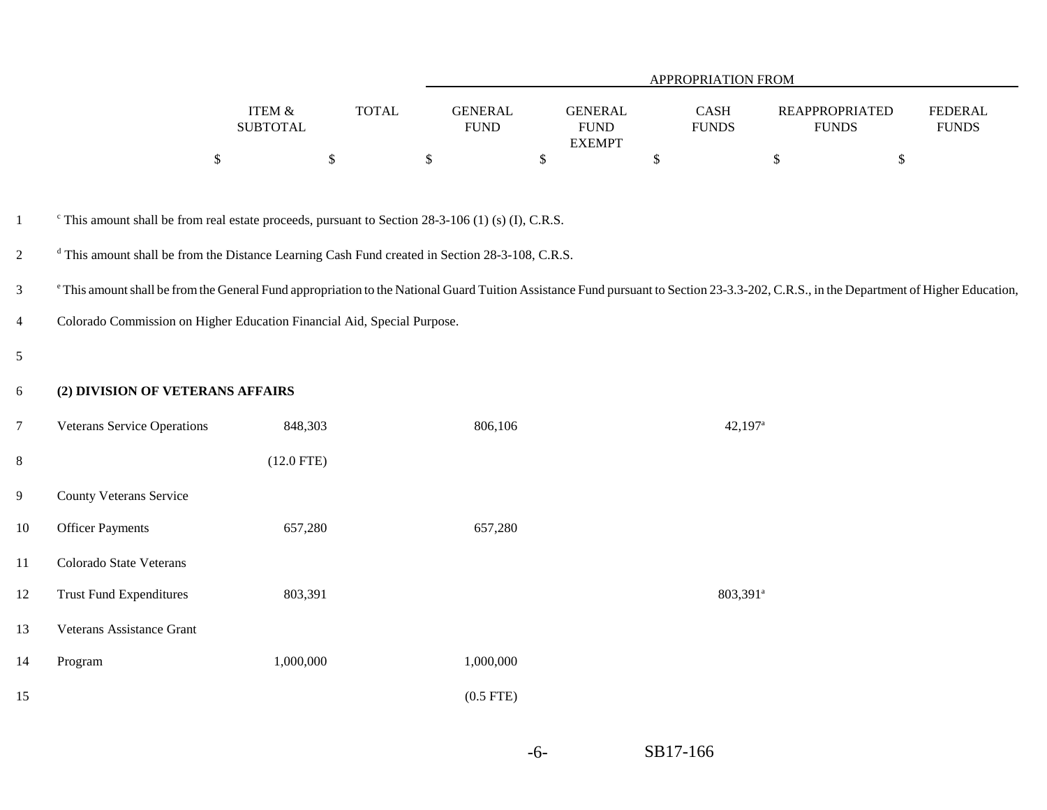| | ITEM & SUBTOTAL | TOTAL | APPROPRIATION FROM GENERAL FUND | GENERAL FUND EXEMPT | CASH FUNDS | REAPPROPRIATED FUNDS | FEDERAL FUNDS |
|---|---|---|---|---|---|---|---|
| | $ | $ | $ | $ | $ | $ | $ |

[c] This amount shall be from real estate proceeds, pursuant to Section 28-3-106 (1) (s) (I), C.R.S.

[d] This amount shall be from the Distance Learning Cash Fund created in Section 28-3-108, C.R.S.

[e] This amount shall be from the General Fund appropriation to the National Guard Tuition Assistance Fund pursuant to Section 23-3.3-202, C.R.S., in the Department of Higher Education, Colorado Commission on Higher Education Financial Aid, Special Purpose.

**(2) DIVISION OF VETERANS AFFAIRS**

| | ITEM & SUBTOTAL | TOTAL | GENERAL FUND | GENERAL FUND EXEMPT | CASH FUNDS | REAPPROPRIATED FUNDS | FEDERAL FUNDS |
|---|---|---|---|---|---|---|---|
| Veterans Service Operations | 848,303 | | 806,106 | | 42,197[a] | | |
| | (12.0 FTE) | | | | | | |
| County Veterans Service Officer Payments | 657,280 | | 657,280 | | | | |
| Colorado State Veterans Trust Fund Expenditures | 803,391 | | | | 803,391[a] | | |
| Veterans Assistance Grant Program | 1,000,000 | | 1,000,000 | | | | |
| | | | (0.5 FTE) | | | | |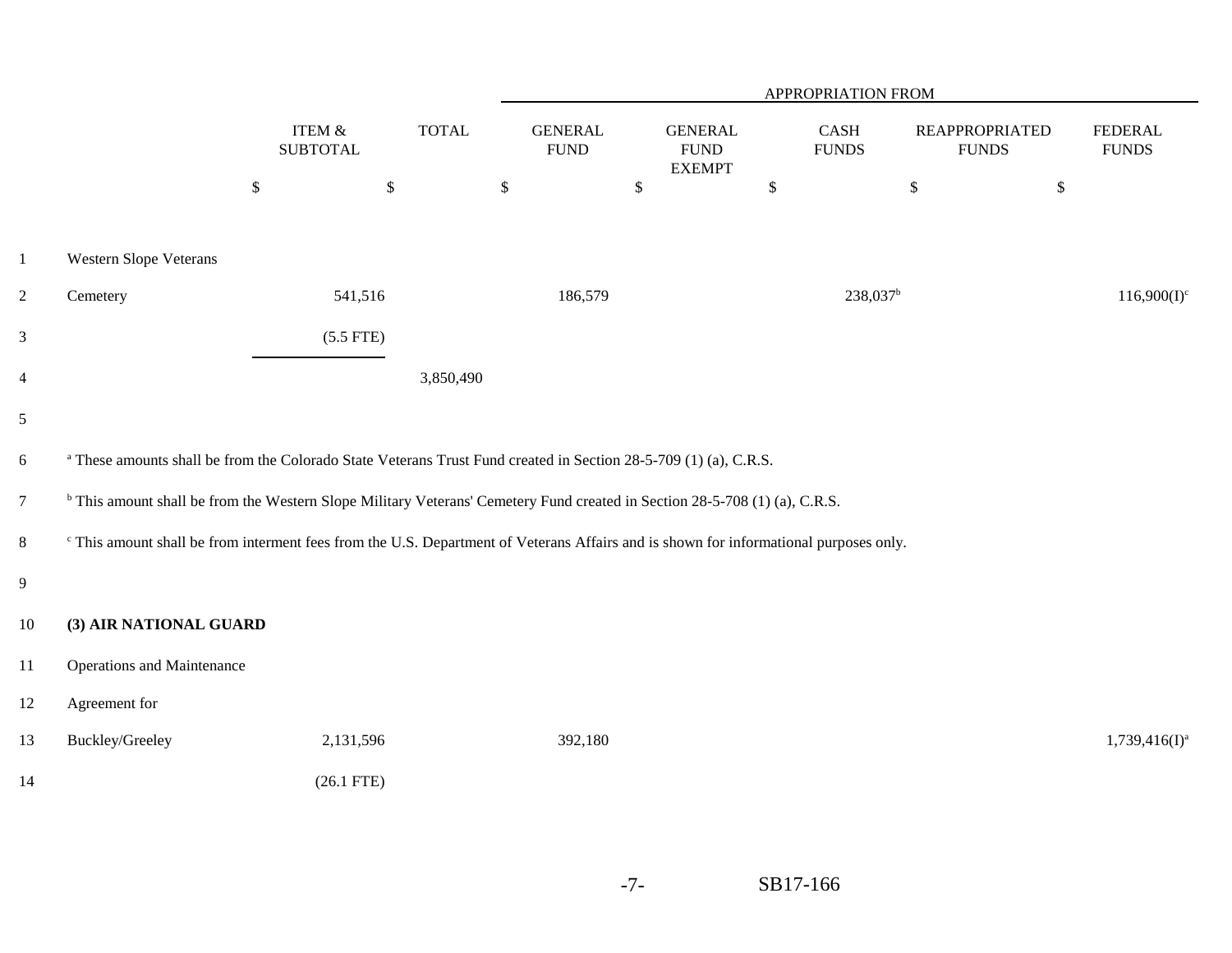| | ITEM & SUBTOTAL | TOTAL | APPROPRIATION FROM GENERAL FUND | GENERAL FUND EXEMPT | CASH FUNDS | REAPPROPRIATED FUNDS | FEDERAL FUNDS |
|---|---|---|---|---|---|---|---|
| | $ | $ | $ | $ | $ | $ | $ |
| Western Slope Veterans Cemetery | 541,516 | | 186,579 | | 238,037[b] | | 116,900(I)[c] |
| | (5.5 FTE) | | | | | | |
| | | 3,850,490 | | | | | |

[a] These amounts shall be from the Colorado State Veterans Trust Fund created in Section 28-5-709 (1) (a), C.R.S.

[b] This amount shall be from the Western Slope Military Veterans' Cemetery Fund created in Section 28-5-708 (1) (a), C.R.S.

[c] This amount shall be from interment fees from the U.S. Department of Veterans Affairs and is shown for informational purposes only.

**(3) AIR NATIONAL GUARD**

| | ITEM & SUBTOTAL | TOTAL | GENERAL FUND | GENERAL FUND EXEMPT | CASH FUNDS | REAPPROPRIATED FUNDS | FEDERAL FUNDS |
|---|---|---|---|---|---|---|---|
| Operations and Maintenance Agreement for Buckley/Greeley | 2,131,596 | | 392,180 | | | | 1,739,416(I)[a] |
| | (26.1 FTE) | | | | | | |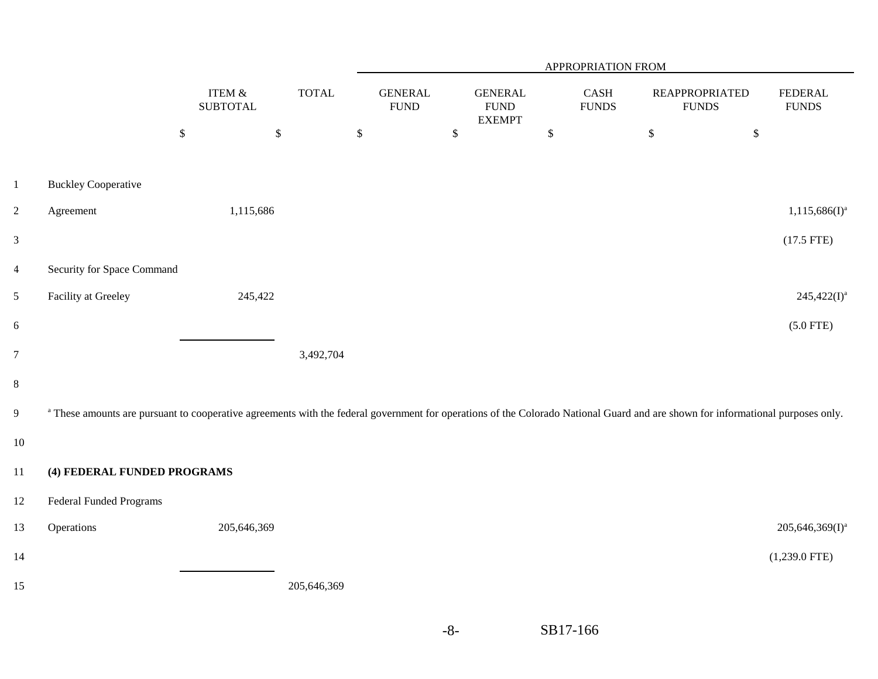| | ITEM & SUBTOTAL | TOTAL | APPROPRIATION FROM GENERAL FUND | GENERAL FUND EXEMPT | CASH FUNDS | REAPPROPRIATED FUNDS | FEDERAL FUNDS |
|---|---|---|---|---|---|---|---|
| | $ | $ | $ | $ | $ | $ | $ |
| Buckley Cooperative Agreement | 1,115,686 | | | | | | 1,115,686(I)[a] |
| | | | | | | | (17.5 FTE) |
| Security for Space Command Facility at Greeley | 245,422 | | | | | | 245,422(I)[a] |
| | | | | | | | (5.0 FTE) |
| | | 3,492,704 | | | | | |

[a] These amounts are pursuant to cooperative agreements with the federal government for operations of the Colorado National Guard and are shown for informational purposes only.

| | ITEM & SUBTOTAL | TOTAL | GENERAL FUND | GENERAL FUND EXEMPT | CASH FUNDS | REAPPROPRIATED FUNDS | FEDERAL FUNDS |
|---|---|---|---|---|---|---|---|
| **(4) FEDERAL FUNDED PROGRAMS** | | | | | | | |
| Federal Funded Programs Operations | 205,646,369 | | | | | | 205,646,369(I)[a] |
| | | | | | | | (1,239.0 FTE) |
| | | 205,646,369 | | | | | |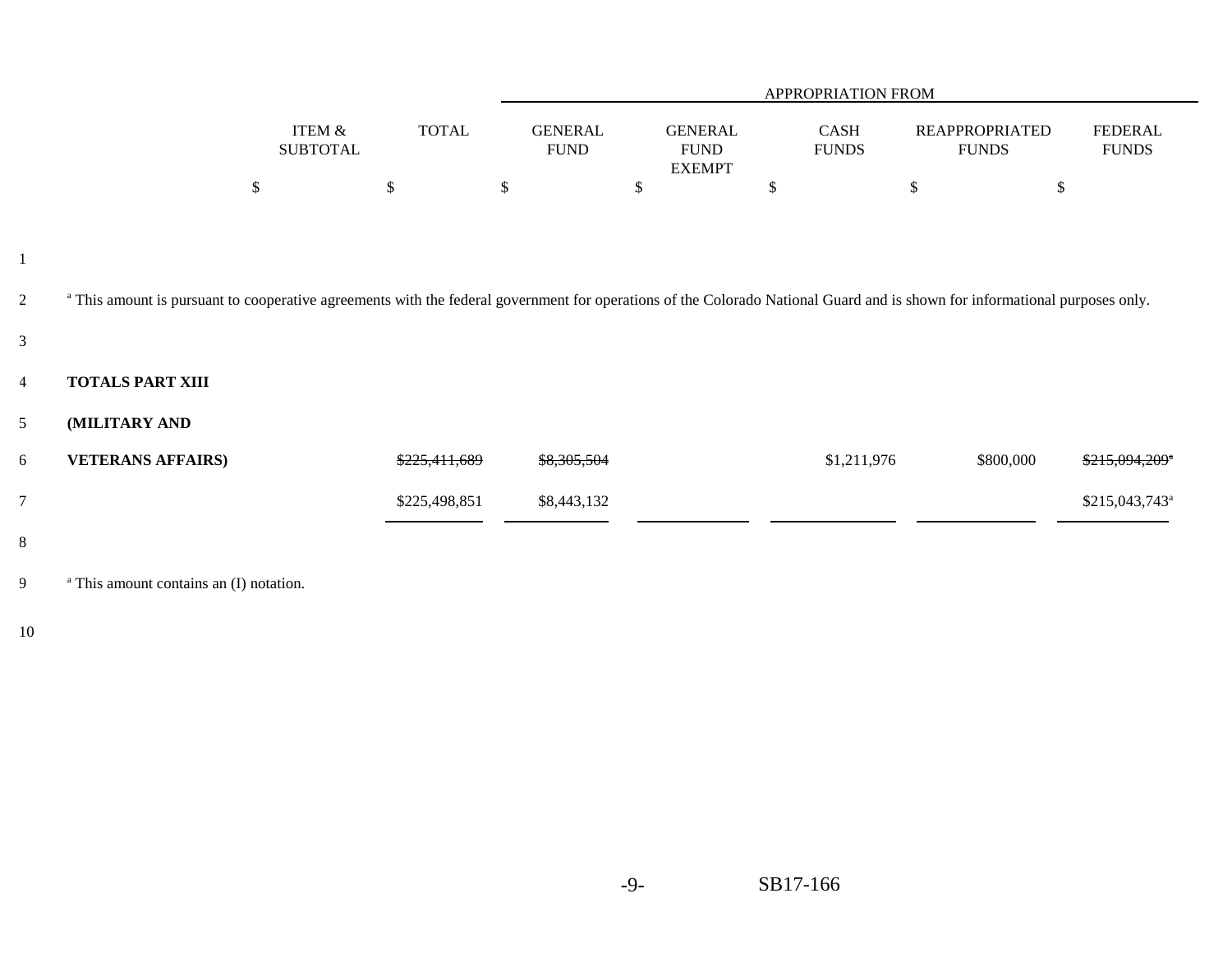[a] This amount is pursuant to cooperative agreements with the federal government for operations of the Colorado National Guard and is shown for informational purposes only.

| | ITEM & SUBTOTAL | TOTAL | APPROPRIATION FROM GENERAL FUND | GENERAL FUND EXEMPT | CASH FUNDS | REAPPROPRIATED FUNDS | FEDERAL FUNDS |
|---|---|---|---|---|---|---|---|
| | $ | $ | $ | $ | $ | $ | $ |
| **TOTALS PART XIII (MILITARY AND VETERANS AFFAIRS)** | | ~~$225,411,689~~ | ~~$8,305,504~~ | | $1,211,976 | $800,000 | ~~$215,094,209~~[a] |
| | | $225,498,851 | $8,443,132 | | | | $215,043,743[a] |

[a] This amount contains an (I) notation.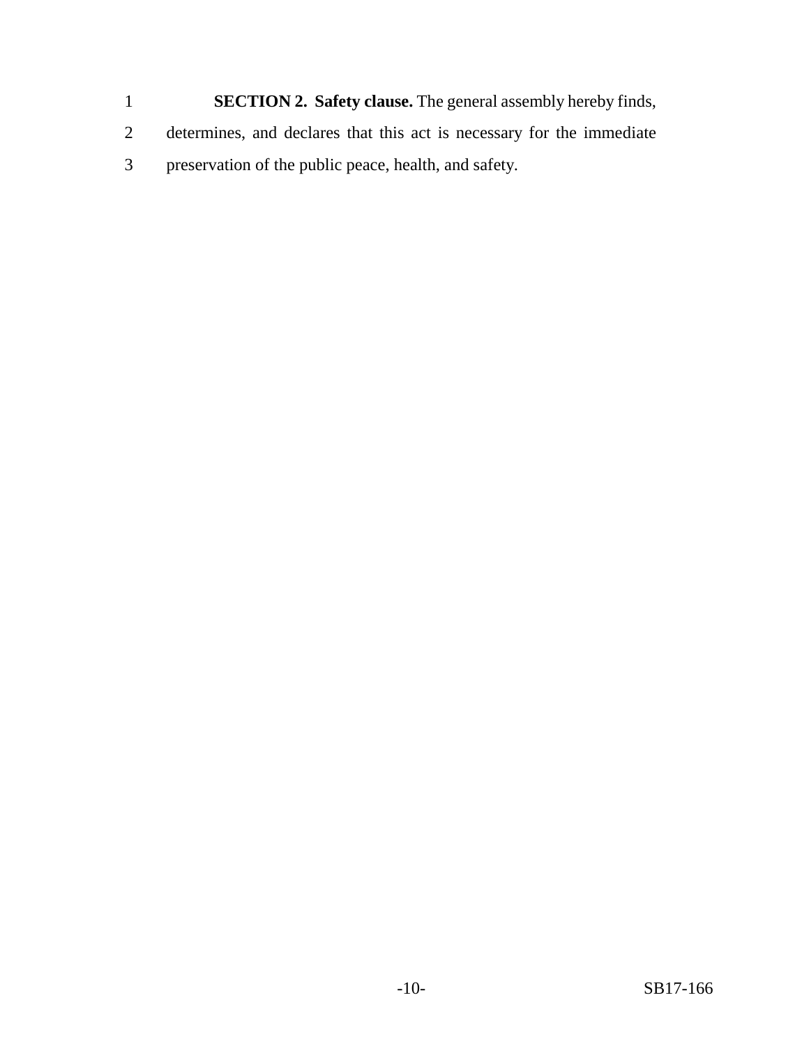**SECTION 2. Safety clause.** The general assembly hereby finds, determines, and declares that this act is necessary for the immediate preservation of the public peace, health, and safety.